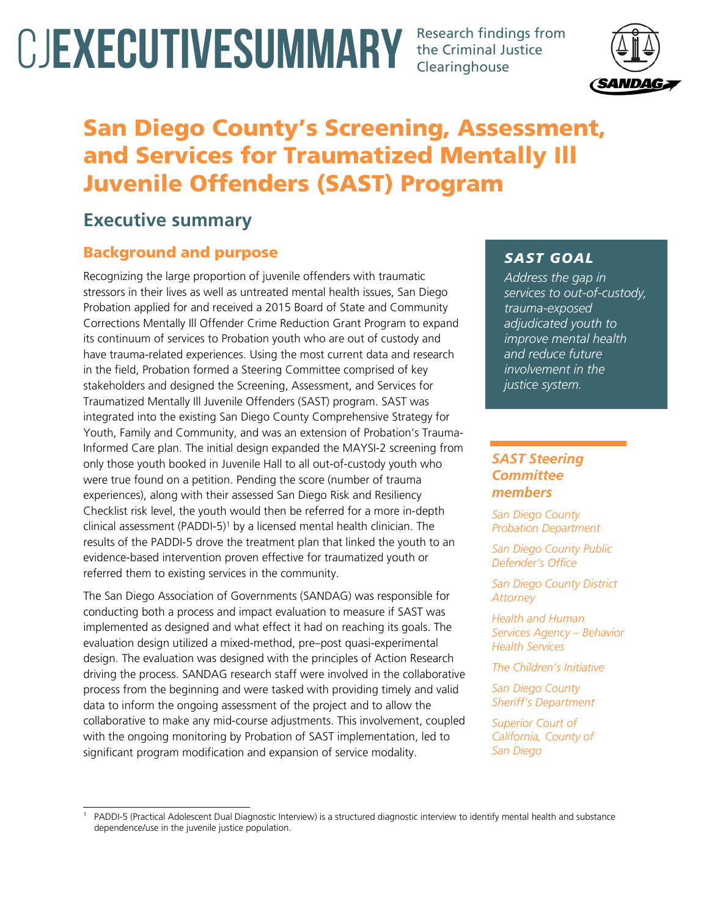# CJ EXECUTIVE SUMMARY

Research findings from the Criminal Justice Clearinghouse

# San Diego County's Screening, Assessment, and Services for Traumatized Mentally Ill Juvenile Offenders (SAST) Program

## Executive summary

### Background and purpose

Recognizing the large proportion of juvenile offenders with traumatic stressors in their lives as well as untreated mental health issues, San Diego Probation applied for and received a 2015 Board of State and Community Corrections Mentally Ill Offender Crime Reduction Grant Program to expand its continuum of services to Probation youth who are out of custody and have trauma-related experiences. Using the most current data and research in the field, Probation formed a Steering Committee comprised of key stakeholders and designed the Screening, Assessment, and Services for Traumatized Mentally Ill Juvenile Offenders (SAST) program. SAST was integrated into the existing San Diego County Comprehensive Strategy for Youth, Family and Community, and was an extension of Probation's Trauma-Informed Care plan. The initial design expanded the MAYSI-2 screening from only those youth booked in Juvenile Hall to all out-of-custody youth who were true found on a petition. Pending the score (number of trauma experiences), along with their assessed San Diego Risk and Resiliency Checklist risk level, the youth would then be referred for a more in-depth clinical assessment (PADDI-5)[1] by a licensed mental health clinician. The results of the PADDI-5 drove the treatment plan that linked the youth to an evidence-based intervention proven effective for traumatized youth or referred them to existing services in the community.

The San Diego Association of Governments (SANDAG) was responsible for conducting both a process and impact evaluation to measure if SAST was implemented as designed and what effect it had on reaching its goals. The evaluation design utilized a mixed-method, pre–post quasi-experimental design. The evaluation was designed with the principles of Action Research driving the process. SANDAG research staff were involved in the collaborative process from the beginning and were tasked with providing timely and valid data to inform the ongoing assessment of the project and to allow the collaborative to make any mid-course adjustments. This involvement, coupled with the ongoing monitoring by Probation of SAST implementation, led to significant program modification and expansion of service modality.

> ***SAST GOAL***
>
> *Address the gap in services to out-of-custody, trauma-exposed adjudicated youth to improve mental health and reduce future involvement in the justice system.*

> ***SAST Steering Committee members***
>
> *San Diego County Probation Department*
>
> *San Diego County Public Defender's Office*
>
> *San Diego County District Attorney*
>
> *Health and Human Services Agency – Behavior Health Services*
>
> *The Children's Initiative*
>
> *San Diego County Sheriff's Department*
>
> *Superior Court of California, County of San Diego*

[1] PADDI-5 (Practical Adolescent Dual Diagnostic Interview) is a structured diagnostic interview to identify mental health and substance dependence/use in the juvenile justice population.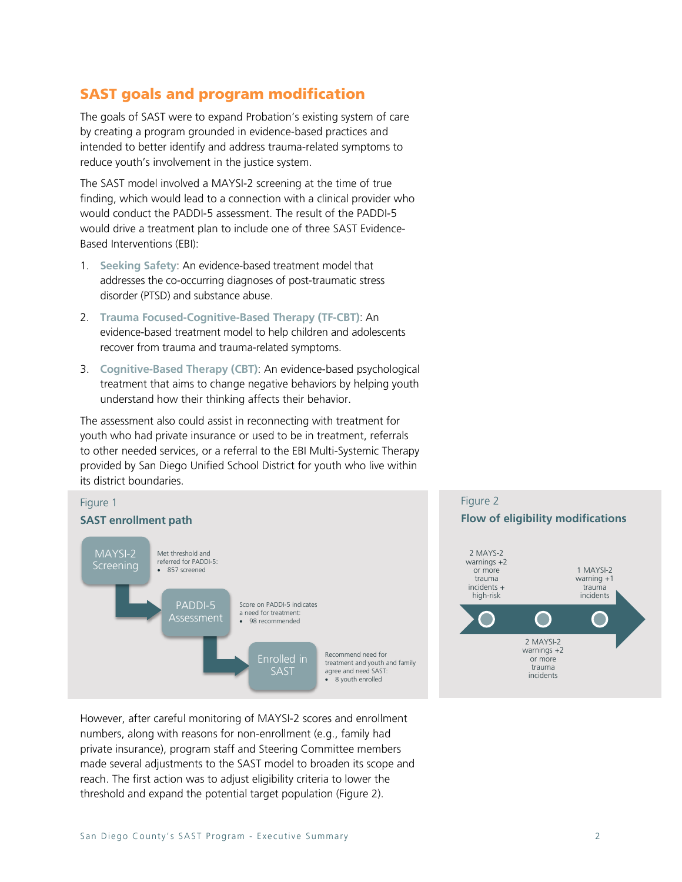## SAST goals and program modification

The goals of SAST were to expand Probation's existing system of care by creating a program grounded in evidence-based practices and intended to better identify and address trauma-related symptoms to reduce youth's involvement in the justice system.

The SAST model involved a MAYSI-2 screening at the time of true finding, which would lead to a connection with a clinical provider who would conduct the PADDI-5 assessment. The result of the PADDI-5 would drive a treatment plan to include one of three SAST Evidence-Based Interventions (EBI):

1. **Seeking Safety**: An evidence-based treatment model that addresses the co-occurring diagnoses of post-traumatic stress disorder (PTSD) and substance abuse.
2. **Trauma Focused-Cognitive-Based Therapy (TF-CBT)**: An evidence-based treatment model to help children and adolescents recover from trauma and trauma-related symptoms.
3. **Cognitive-Based Therapy (CBT)**: An evidence-based psychological treatment that aims to change negative behaviors by helping youth understand how their thinking affects their behavior.

The assessment also could assist in reconnecting with treatment for youth who had private insurance or used to be in treatment, referrals to other needed services, or a referral to the EBI Multi-Systemic Therapy provided by San Diego Unified School District for youth who live within its district boundaries.

Figure 1

**SAST enrollment path**

- **MAYSI-2 Screening** — Met threshold and referred for PADDI-5:
  - 857 screened
- **PADDI-5 Assessment** — Score on PADDI-5 indicates a need for treatment:
  - 98 recommended
- **Enrolled in SAST** — Recommend need for treatment and youth and family agree and need SAST:
  - 8 youth enrolled

Figure 2

**Flow of eligibility modifications**

- 2 MAYS-2 warnings +2 or more trauma incidents + high-risk
- 2 MAYSI-2 warnings +2 or more trauma incidents
- 1 MAYSI-2 warning +1 trauma incidents

However, after careful monitoring of MAYSI-2 scores and enrollment numbers, along with reasons for non-enrollment (e.g., family had private insurance), program staff and Steering Committee members made several adjustments to the SAST model to broaden its scope and reach. The first action was to adjust eligibility criteria to lower the threshold and expand the potential target population (Figure 2).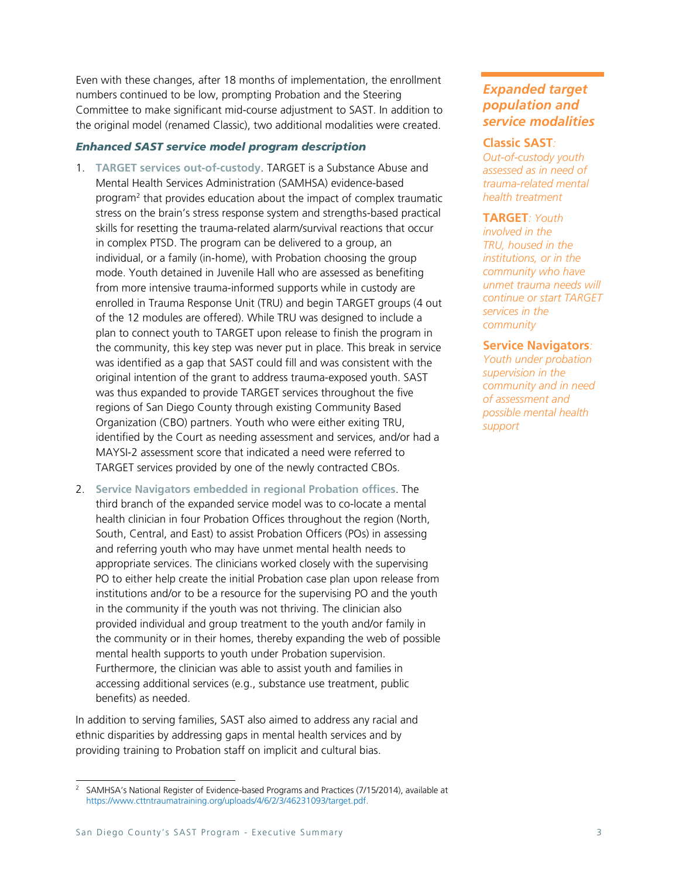Even with these changes, after 18 months of implementation, the enrollment numbers continued to be low, prompting Probation and the Steering Committee to make significant mid-course adjustment to SAST. In addition to the original model (renamed Classic), two additional modalities were created.

### *Enhanced SAST service model program description*

1. **TARGET services out-of-custody**. TARGET is a Substance Abuse and Mental Health Services Administration (SAMHSA) evidence-based program[2] that provides education about the impact of complex traumatic stress on the brain's stress response system and strengths-based practical skills for resetting the trauma-related alarm/survival reactions that occur in complex PTSD. The program can be delivered to a group, an individual, or a family (in-home), with Probation choosing the group mode. Youth detained in Juvenile Hall who are assessed as benefiting from more intensive trauma-informed supports while in custody are enrolled in Trauma Response Unit (TRU) and begin TARGET groups (4 out of the 12 modules are offered). While TRU was designed to include a plan to connect youth to TARGET upon release to finish the program in the community, this key step was never put in place. This break in service was identified as a gap that SAST could fill and was consistent with the original intention of the grant to address trauma-exposed youth. SAST was thus expanded to provide TARGET services throughout the five regions of San Diego County through existing Community Based Organization (CBO) partners. Youth who were either exiting TRU, identified by the Court as needing assessment and services, and/or had a MAYSI-2 assessment score that indicated a need were referred to TARGET services provided by one of the newly contracted CBOs.

2. **Service Navigators embedded in regional Probation offices**. The third branch of the expanded service model was to co-locate a mental health clinician in four Probation Offices throughout the region (North, South, Central, and East) to assist Probation Officers (POs) in assessing and referring youth who may have unmet mental health needs to appropriate services. The clinicians worked closely with the supervising PO to either help create the initial Probation case plan upon release from institutions and/or to be a resource for the supervising PO and the youth in the community if the youth was not thriving. The clinician also provided individual and group treatment to the youth and/or family in the community or in their homes, thereby expanding the web of possible mental health supports to youth under Probation supervision. Furthermore, the clinician was able to assist youth and families in accessing additional services (e.g., substance use treatment, public benefits) as needed.

In addition to serving families, SAST also aimed to address any racial and ethnic disparities by addressing gaps in mental health services and by providing training to Probation staff on implicit and cultural bias.

### *Expanded target population and service modalities*

**Classic SAST**: *Out-of-custody youth assessed as in need of trauma-related mental health treatment*

**TARGET**: *Youth involved in the TRU, housed in the institutions, or in the community who have unmet trauma needs will continue or start TARGET services in the community*

**Service Navigators**: *Youth under probation supervision in the community and in need of assessment and possible mental health support*

[2] SAMHSA's National Register of Evidence-based Programs and Practices (7/15/2014), available at https://www.cttntraumatraining.org/uploads/4/6/2/3/46231093/target.pdf.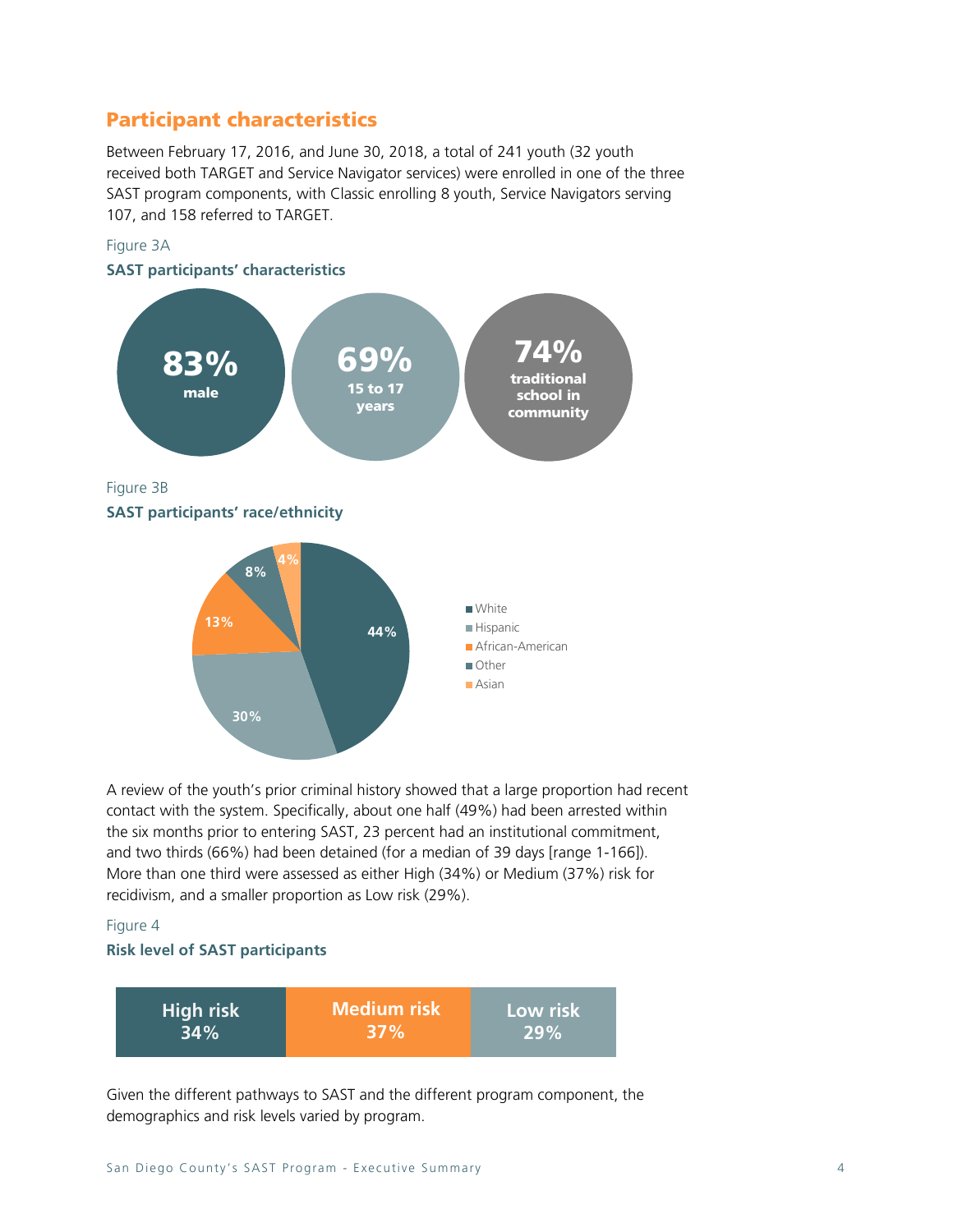## Participant characteristics

Between February 17, 2016, and June 30, 2018, a total of 241 youth (32 youth received both TARGET and Service Navigator services) were enrolled in one of the three SAST program components, with Classic enrolling 8 youth, Service Navigators serving 107, and 158 referred to TARGET.

Figure 3A

**SAST participants' characteristics**

**83%** male

**69%** 15 to 17 years

**74%** traditional school in community

Figure 3B

**SAST participants' race/ethnicity**

| Race/ethnicity | Percent |
|---|---|
| White | 44% |
| Hispanic | 30% |
| African-American | 13% |
| Other | 8% |
| Asian | 4% |

A review of the youth's prior criminal history showed that a large proportion had recent contact with the system. Specifically, about one half (49%) had been arrested within the six months prior to entering SAST, 23 percent had an institutional commitment, and two thirds (66%) had been detained (for a median of 39 days [range 1-166]). More than one third were assessed as either High (34%) or Medium (37%) risk for recidivism, and a smaller proportion as Low risk (29%).

Figure 4

**Risk level of SAST participants**

| High risk | Medium risk | Low risk |
|---|---|---|
| 34% | 37% | 29% |

Given the different pathways to SAST and the different program component, the demographics and risk levels varied by program.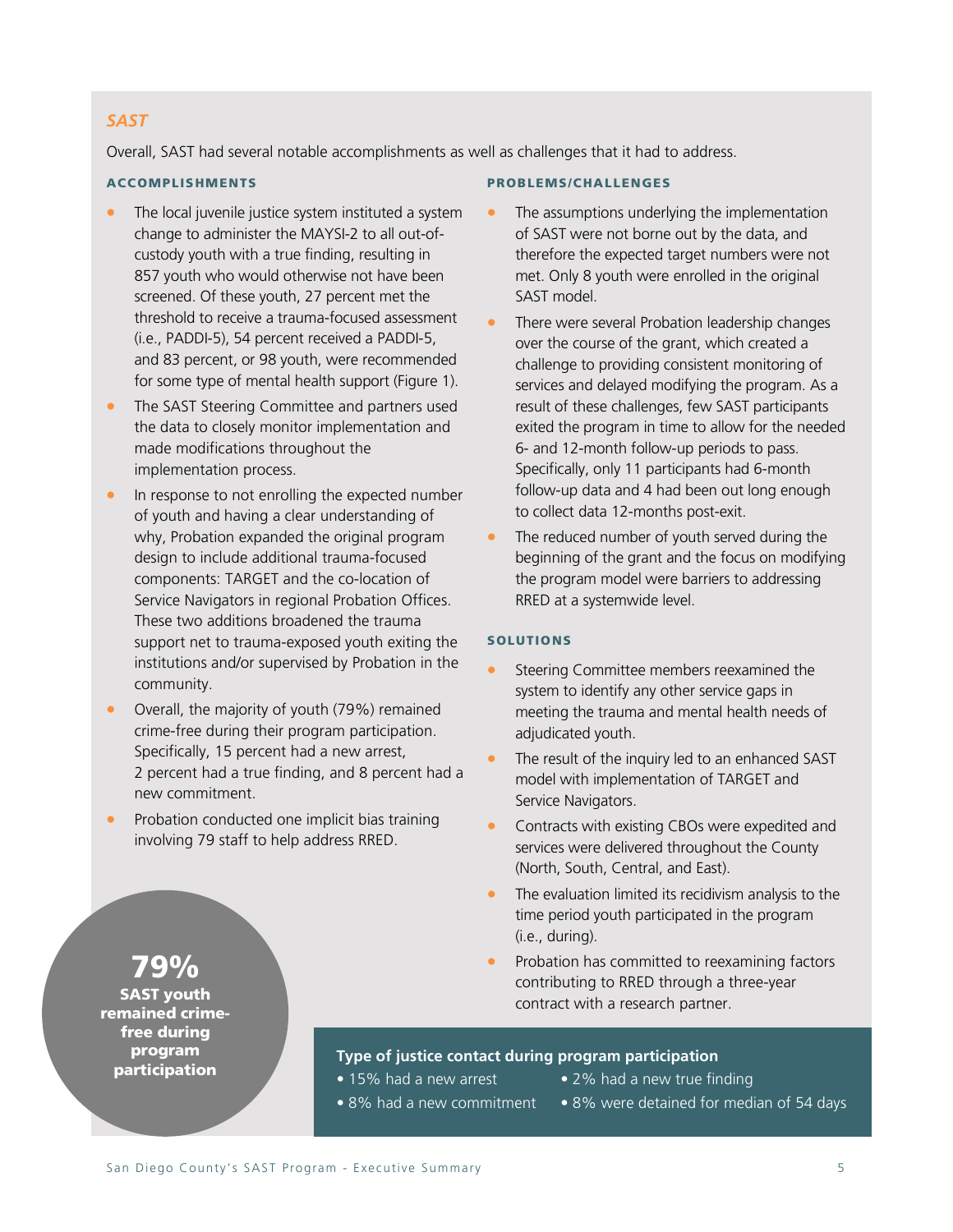## *SAST*

Overall, SAST had several notable accomplishments as well as challenges that it had to address.

### ACCOMPLISHMENTS

- The local juvenile justice system instituted a system change to administer the MAYSI-2 to all out-of-custody youth with a true finding, resulting in 857 youth who would otherwise not have been screened. Of these youth, 27 percent met the threshold to receive a trauma-focused assessment (i.e., PADDI-5), 54 percent received a PADDI-5, and 83 percent, or 98 youth, were recommended for some type of mental health support (Figure 1).
- The SAST Steering Committee and partners used the data to closely monitor implementation and made modifications throughout the implementation process.
- In response to not enrolling the expected number of youth and having a clear understanding of why, Probation expanded the original program design to include additional trauma-focused components: TARGET and the co-location of Service Navigators in regional Probation Offices. These two additions broadened the trauma support net to trauma-exposed youth exiting the institutions and/or supervised by Probation in the community.
- Overall, the majority of youth (79%) remained crime-free during their program participation. Specifically, 15 percent had a new arrest, 2 percent had a true finding, and 8 percent had a new commitment.
- Probation conducted one implicit bias training involving 79 staff to help address RRED.

**79%**
**SAST youth remained crime-free during program participation**

### PROBLEMS/CHALLENGES

- The assumptions underlying the implementation of SAST were not borne out by the data, and therefore the expected target numbers were not met. Only 8 youth were enrolled in the original SAST model.
- There were several Probation leadership changes over the course of the grant, which created a challenge to providing consistent monitoring of services and delayed modifying the program. As a result of these challenges, few SAST participants exited the program in time to allow for the needed 6- and 12-month follow-up periods to pass. Specifically, only 11 participants had 6-month follow-up data and 4 had been out long enough to collect data 12-months post-exit.
- The reduced number of youth served during the beginning of the grant and the focus on modifying the program model were barriers to addressing RRED at a systemwide level.

### SOLUTIONS

- Steering Committee members reexamined the system to identify any other service gaps in meeting the trauma and mental health needs of adjudicated youth.
- The result of the inquiry led to an enhanced SAST model with implementation of TARGET and Service Navigators.
- Contracts with existing CBOs were expedited and services were delivered throughout the County (North, South, Central, and East).
- The evaluation limited its recidivism analysis to the time period youth participated in the program (i.e., during).
- Probation has committed to reexamining factors contributing to RRED through a three-year contract with a research partner.

**Type of justice contact during program participation**

- 15% had a new arrest
- 2% had a new true finding
- 8% had a new commitment
- 8% were detained for median of 54 days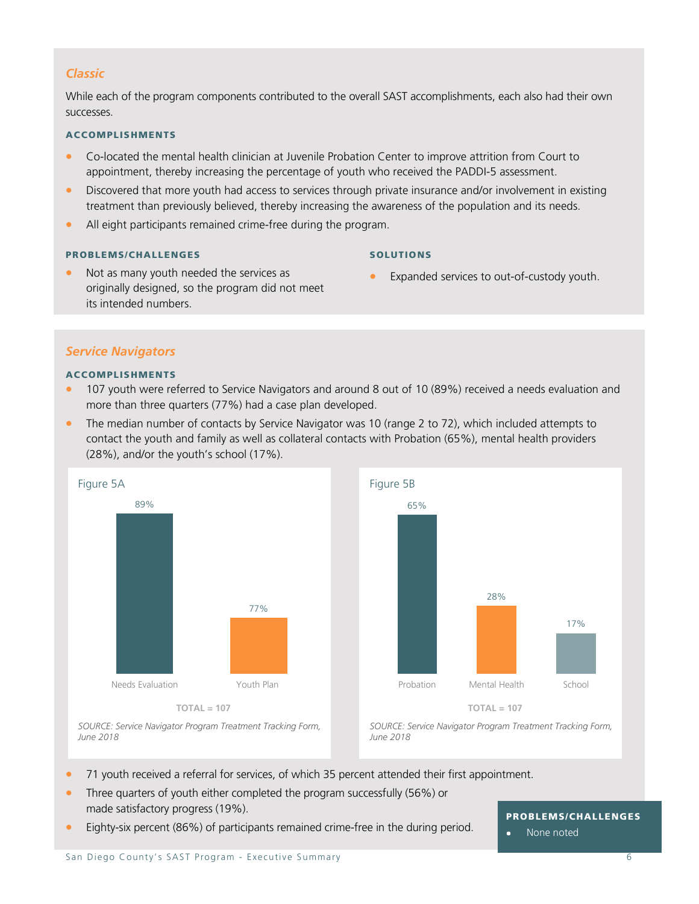### *Classic*

While each of the program components contributed to the overall SAST accomplishments, each also had their own successes.

#### ACCOMPLISHMENTS

- Co-located the mental health clinician at Juvenile Probation Center to improve attrition from Court to appointment, thereby increasing the percentage of youth who received the PADDI-5 assessment.
- Discovered that more youth had access to services through private insurance and/or involvement in existing treatment than previously believed, thereby increasing the awareness of the population and its needs.
- All eight participants remained crime-free during the program.

#### PROBLEMS/CHALLENGES

- Not as many youth needed the services as originally designed, so the program did not meet its intended numbers.

#### SOLUTIONS

- Expanded services to out-of-custody youth.

### *Service Navigators*

#### ACCOMPLISHMENTS

- 107 youth were referred to Service Navigators and around 8 out of 10 (89%) received a needs evaluation and more than three quarters (77%) had a case plan developed.
- The median number of contacts by Service Navigator was 10 (range 2 to 72), which included attempts to contact the youth and family as well as collateral contacts with Probation (65%), mental health providers (28%), and/or the youth's school (17%).

Figure 5A

| Needs Evaluation | Youth Plan |
|---|---|
| 89% | 77% |

TOTAL = 107

*SOURCE: Service Navigator Program Treatment Tracking Form, June 2018*

Figure 5B

| Probation | Mental Health | School |
|---|---|---|
| 65% | 28% | 17% |

TOTAL = 107

*SOURCE: Service Navigator Program Treatment Tracking Form, June 2018*

- 71 youth received a referral for services, of which 35 percent attended their first appointment.
- Three quarters of youth either completed the program successfully (56%) or made satisfactory progress (19%).
- Eighty-six percent (86%) of participants remained crime-free in the during period.

#### PROBLEMS/CHALLENGES

- None noted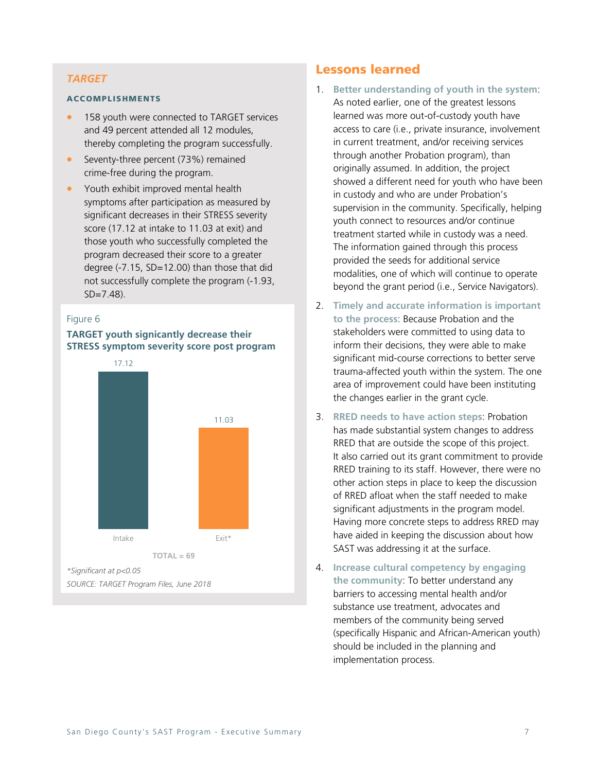## TARGET

### ACCOMPLISHMENTS

- 158 youth were connected to TARGET services and 49 percent attended all 12 modules, thereby completing the program successfully.
- Seventy-three percent (73%) remained crime-free during the program.
- Youth exhibit improved mental health symptoms after participation as measured by significant decreases in their STRESS severity score (17.12 at intake to 11.03 at exit) and those youth who successfully completed the program decreased their score to a greater degree (-7.15, SD=12.00) than those that did not successfully complete the program (-1.93, SD=7.48).

Figure 6

**TARGET youth signicantly decrease their STRESS symptom severity score post program**

17.12

11.03

Intake

Exit*

TOTAL = 69

*Significant at $p<0.05$*

*SOURCE: TARGET Program Files, June 2018*

## Lessons learned

1. **Better understanding of youth in the system**: As noted earlier, one of the greatest lessons learned was more out-of-custody youth have access to care (i.e., private insurance, involvement in current treatment, and/or receiving services through another Probation program), than originally assumed. In addition, the project showed a different need for youth who have been in custody and who are under Probation's supervision in the community. Specifically, helping youth connect to resources and/or continue treatment started while in custody was a need. The information gained through this process provided the seeds for additional service modalities, one of which will continue to operate beyond the grant period (i.e., Service Navigators).
2. **Timely and accurate information is important to the process**: Because Probation and the stakeholders were committed to using data to inform their decisions, they were able to make significant mid-course corrections to better serve trauma-affected youth within the system. The one area of improvement could have been instituting the changes earlier in the grant cycle.
3. **RRED needs to have action steps**: Probation has made substantial system changes to address RRED that are outside the scope of this project. It also carried out its grant commitment to provide RRED training to its staff. However, there were no other action steps in place to keep the discussion of RRED afloat when the staff needed to make significant adjustments in the program model. Having more concrete steps to address RRED may have aided in keeping the discussion about how SAST was addressing it at the surface.
4. **Increase cultural competency by engaging the community**: To better understand any barriers to accessing mental health and/or substance use treatment, advocates and members of the community being served (specifically Hispanic and African-American youth) should be included in the planning and implementation process.